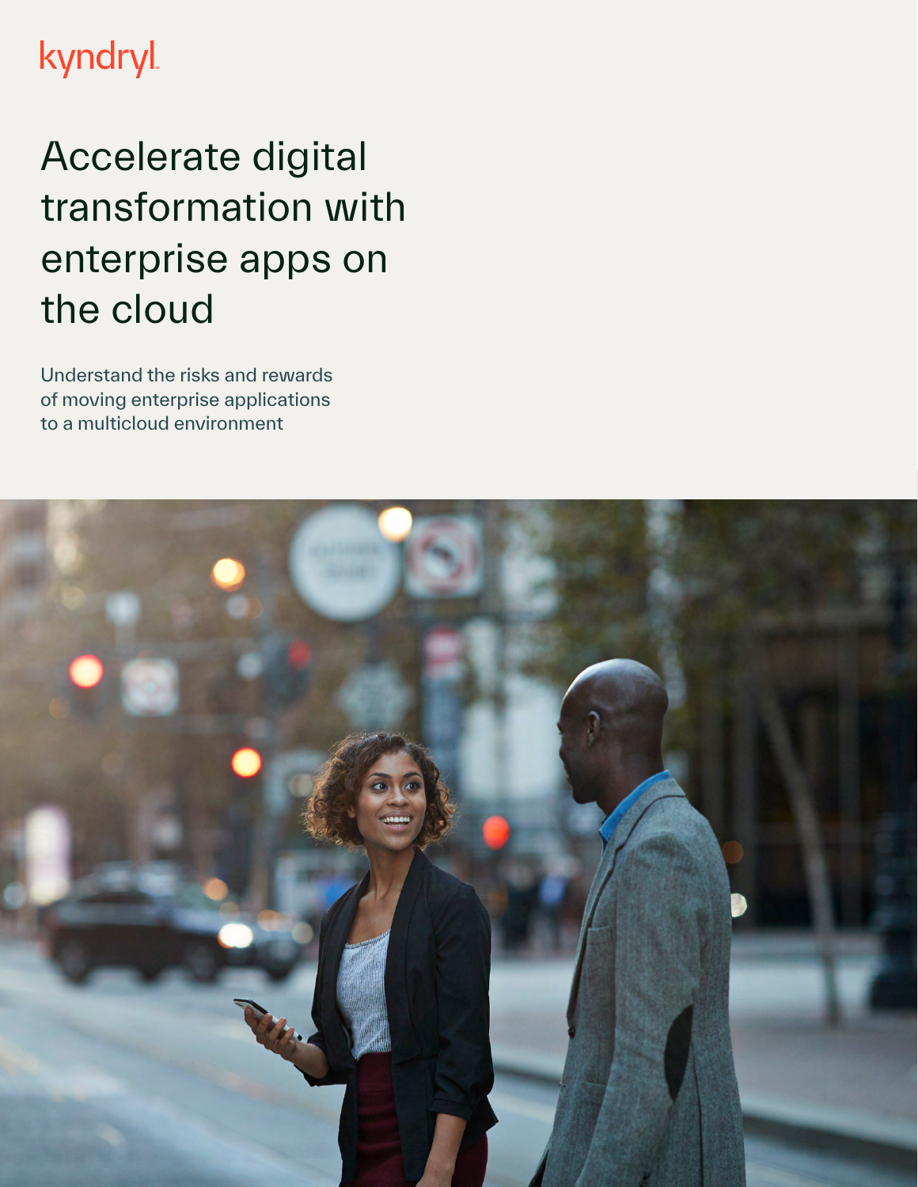kyndryl

# Accelerate digital transformation with enterprise apps on the cloud

Understand the risks and rewards of moving enterprise applications to a multicloud environment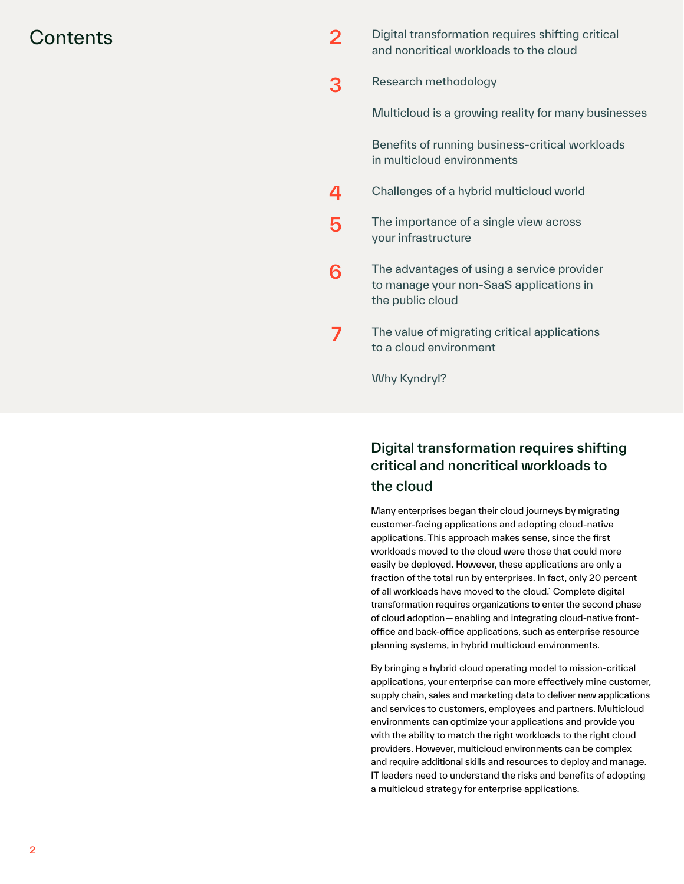# Contents

2 Digital transformation requires shifting critical and noncritical workloads to the cloud

3 Research methodology

Multicloud is a growing reality for many businesses

Benefits of running business-critical workloads in multicloud environments

4 Challenges of a hybrid multicloud world

5 The importance of a single view across your infrastructure

6 The advantages of using a service provider to manage your non-SaaS applications in the public cloud

7 The value of migrating critical applications to a cloud environment

Why Kyndryl?

## Digital transformation requires shifting critical and noncritical workloads to the cloud

Many enterprises began their cloud journeys by migrating customer-facing applications and adopting cloud-native applications. This approach makes sense, since the first workloads moved to the cloud were those that could more easily be deployed. However, these applications are only a fraction of the total run by enterprises. In fact, only 20 percent of all workloads have moved to the cloud.[1] Complete digital transformation requires organizations to enter the second phase of cloud adoption—enabling and integrating cloud-native front-office and back-office applications, such as enterprise resource planning systems, in hybrid multicloud environments.

By bringing a hybrid cloud operating model to mission-critical applications, your enterprise can more effectively mine customer, supply chain, sales and marketing data to deliver new applications and services to customers, employees and partners. Multicloud environments can optimize your applications and provide you with the ability to match the right workloads to the right cloud providers. However, multicloud environments can be complex and require additional skills and resources to deploy and manage. IT leaders need to understand the risks and benefits of adopting a multicloud strategy for enterprise applications.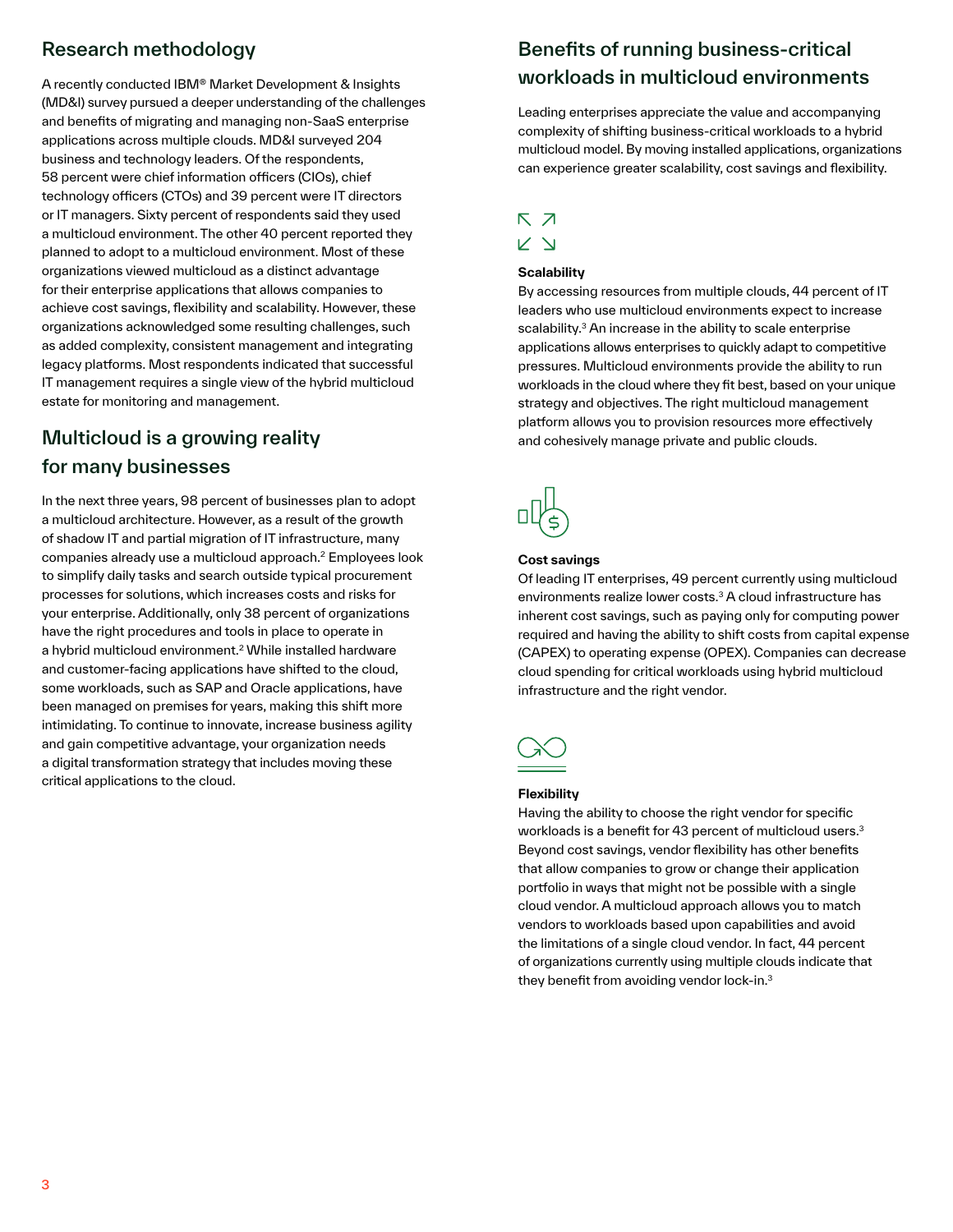## Research methodology

A recently conducted IBM® Market Development & Insights (MD&I) survey pursued a deeper understanding of the challenges and benefits of migrating and managing non-SaaS enterprise applications across multiple clouds. MD&I surveyed 204 business and technology leaders. Of the respondents, 58 percent were chief information officers (CIOs), chief technology officers (CTOs) and 39 percent were IT directors or IT managers. Sixty percent of respondents said they used a multicloud environment. The other 40 percent reported they planned to adopt to a multicloud environment. Most of these organizations viewed multicloud as a distinct advantage for their enterprise applications that allows companies to achieve cost savings, flexibility and scalability. However, these organizations acknowledged some resulting challenges, such as added complexity, consistent management and integrating legacy platforms. Most respondents indicated that successful IT management requires a single view of the hybrid multicloud estate for monitoring and management.

## Multicloud is a growing reality for many businesses

In the next three years, 98 percent of businesses plan to adopt a multicloud architecture. However, as a result of the growth of shadow IT and partial migration of IT infrastructure, many companies already use a multicloud approach.[2] Employees look to simplify daily tasks and search outside typical procurement processes for solutions, which increases costs and risks for your enterprise. Additionally, only 38 percent of organizations have the right procedures and tools in place to operate in a hybrid multicloud environment.[2] While installed hardware and customer-facing applications have shifted to the cloud, some workloads, such as SAP and Oracle applications, have been managed on premises for years, making this shift more intimidating. To continue to innovate, increase business agility and gain competitive advantage, your organization needs a digital transformation strategy that includes moving these critical applications to the cloud.

## Benefits of running business-critical workloads in multicloud environments

Leading enterprises appreciate the value and accompanying complexity of shifting business-critical workloads to a hybrid multicloud model. By moving installed applications, organizations can experience greater scalability, cost savings and flexibility.

**Scalability**

By accessing resources from multiple clouds, 44 percent of IT leaders who use multicloud environments expect to increase scalability.[3] An increase in the ability to scale enterprise applications allows enterprises to quickly adapt to competitive pressures. Multicloud environments provide the ability to run workloads in the cloud where they fit best, based on your unique strategy and objectives. The right multicloud management platform allows you to provision resources more effectively and cohesively manage private and public clouds.

**Cost savings**

Of leading IT enterprises, 49 percent currently using multicloud environments realize lower costs.[3] A cloud infrastructure has inherent cost savings, such as paying only for computing power required and having the ability to shift costs from capital expense (CAPEX) to operating expense (OPEX). Companies can decrease cloud spending for critical workloads using hybrid multicloud infrastructure and the right vendor.

**Flexibility**

Having the ability to choose the right vendor for specific workloads is a benefit for 43 percent of multicloud users.[3] Beyond cost savings, vendor flexibility has other benefits that allow companies to grow or change their application portfolio in ways that might not be possible with a single cloud vendor. A multicloud approach allows you to match vendors to workloads based upon capabilities and avoid the limitations of a single cloud vendor. In fact, 44 percent of organizations currently using multiple clouds indicate that they benefit from avoiding vendor lock-in.[3]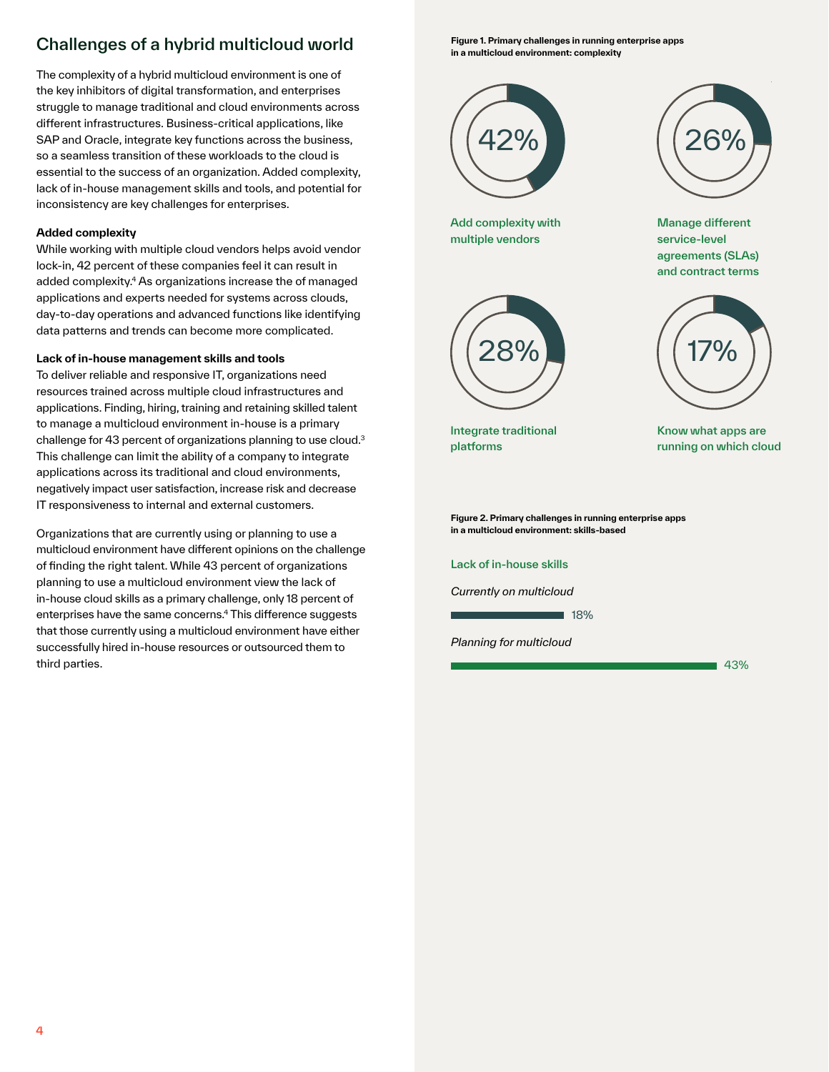## Challenges of a hybrid multicloud world

The complexity of a hybrid multicloud environment is one of the key inhibitors of digital transformation, and enterprises struggle to manage traditional and cloud environments across different infrastructures. Business-critical applications, like SAP and Oracle, integrate key functions across the business, so a seamless transition of these workloads to the cloud is essential to the success of an organization. Added complexity, lack of in-house management skills and tools, and potential for inconsistency are key challenges for enterprises.

**Added complexity**

While working with multiple cloud vendors helps avoid vendor lock-in, 42 percent of these companies feel it can result in added complexity.[4] As organizations increase the of managed applications and experts needed for systems across clouds, day-to-day operations and advanced functions like identifying data patterns and trends can become more complicated.

**Lack of in-house management skills and tools**

To deliver reliable and responsive IT, organizations need resources trained across multiple cloud infrastructures and applications. Finding, hiring, training and retaining skilled talent to manage a multicloud environment in-house is a primary challenge for 43 percent of organizations planning to use cloud.[3] This challenge can limit the ability of a company to integrate applications across its traditional and cloud environments, negatively impact user satisfaction, increase risk and decrease IT responsiveness to internal and external customers.

Organizations that are currently using or planning to use a multicloud environment have different opinions on the challenge of finding the right talent. While 43 percent of organizations planning to use a multicloud environment view the lack of in-house cloud skills as a primary challenge, only 18 percent of enterprises have the same concerns.[4] This difference suggests that those currently using a multicloud environment have either successfully hired in-house resources or outsourced them to third parties.

**Figure 1. Primary challenges in running enterprise apps in a multicloud environment: complexity**

| Challenge | Percentage |
| --- | --- |
| Add complexity with multiple vendors | 42% |
| Manage different service-level agreements (SLAs) and contract terms | 26% |
| Integrate traditional platforms | 28% |
| Know what apps are running on which cloud | 17% |

**Figure 2. Primary challenges in running enterprise apps in a multicloud environment: skills-based**

Lack of in-house skills

| | Percentage |
| --- | --- |
| *Currently on multicloud* | 18% |
| *Planning for multicloud* | 43% |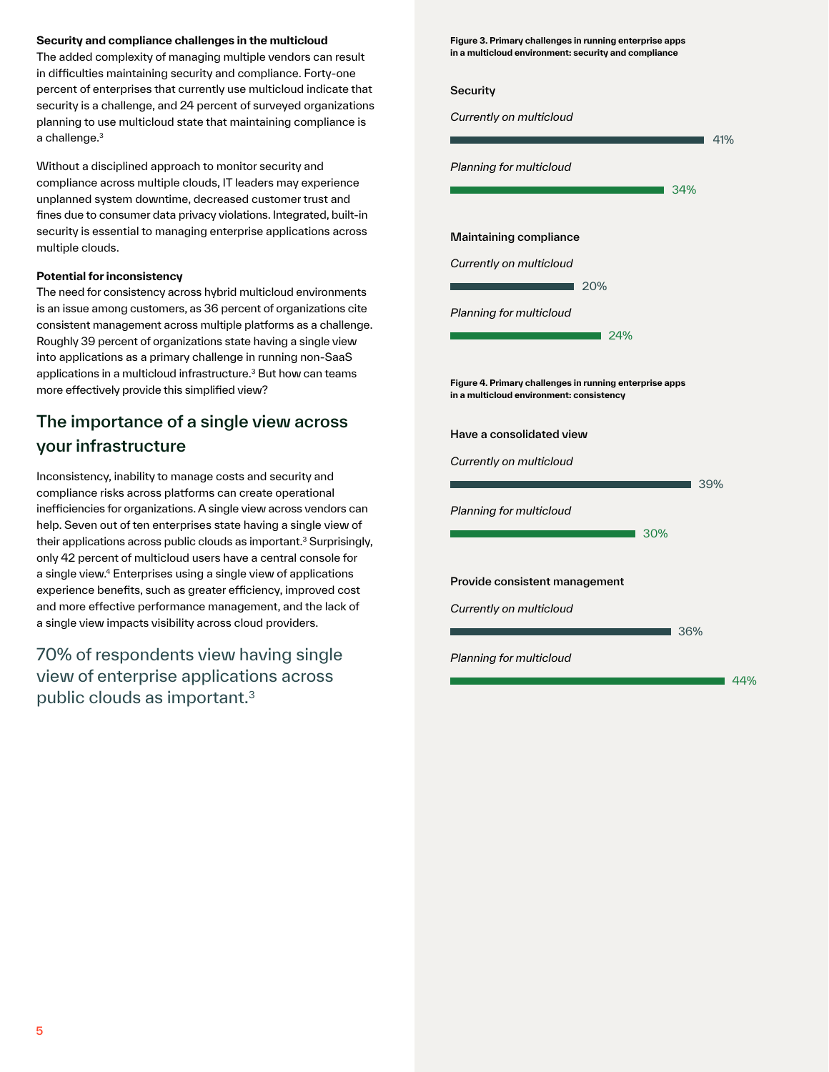**Security and compliance challenges in the multicloud**

The added complexity of managing multiple vendors can result in difficulties maintaining security and compliance. Forty-one percent of enterprises that currently use multicloud indicate that security is a challenge, and 24 percent of surveyed organizations planning to use multicloud state that maintaining compliance is a challenge.[3]

Without a disciplined approach to monitor security and compliance across multiple clouds, IT leaders may experience unplanned system downtime, decreased customer trust and fines due to consumer data privacy violations. Integrated, built-in security is essential to managing enterprise applications across multiple clouds.

**Potential for inconsistency**

The need for consistency across hybrid multicloud environments is an issue among customers, as 36 percent of organizations cite consistent management across multiple platforms as a challenge. Roughly 39 percent of organizations state having a single view into applications as a primary challenge in running non-SaaS applications in a multicloud infrastructure.[3] But how can teams more effectively provide this simplified view?

## The importance of a single view across your infrastructure

Inconsistency, inability to manage costs and security and compliance risks across platforms can create operational inefficiencies for organizations. A single view across vendors can help. Seven out of ten enterprises state having a single view of their applications across public clouds as important.[3] Surprisingly, only 42 percent of multicloud users have a central console for a single view.[4] Enterprises using a single view of applications experience benefits, such as greater efficiency, improved cost and more effective performance management, and the lack of a single view impacts visibility across cloud providers.

70% of respondents view having single view of enterprise applications across public clouds as important.[3]

**Figure 3. Primary challenges in running enterprise apps in a multicloud environment: security and compliance**

| Challenge | Currently on multicloud | Planning for multicloud |
|---|---|---|
| Security | 41% | 34% |
| Maintaining compliance | 20% | 24% |

**Figure 4. Primary challenges in running enterprise apps in a multicloud environment: consistency**

| Challenge | Currently on multicloud | Planning for multicloud |
|---|---|---|
| Have a consolidated view | 39% | 30% |
| Provide consistent management | 36% | 44% |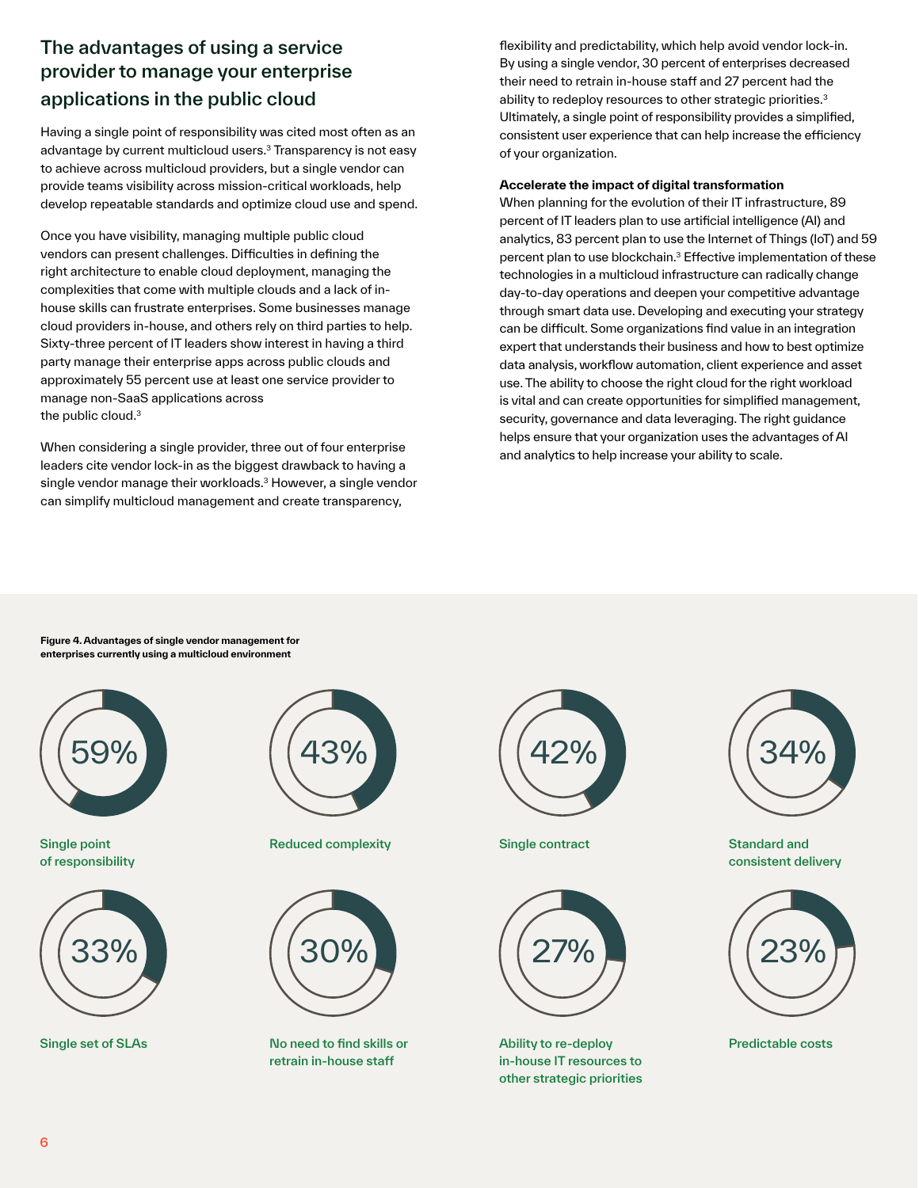## The advantages of using a service provider to manage your enterprise applications in the public cloud

Having a single point of responsibility was cited most often as an advantage by current multicloud users.[3] Transparency is not easy to achieve across multicloud providers, but a single vendor can provide teams visibility across mission-critical workloads, help develop repeatable standards and optimize cloud use and spend.

Once you have visibility, managing multiple public cloud vendors can present challenges. Difficulties in defining the right architecture to enable cloud deployment, managing the complexities that come with multiple clouds and a lack of in-house skills can frustrate enterprises. Some businesses manage cloud providers in-house, and others rely on third parties to help. Sixty-three percent of IT leaders show interest in having a third party manage their enterprise apps across public clouds and approximately 55 percent use at least one service provider to manage non-SaaS applications across the public cloud.[3]

When considering a single provider, three out of four enterprise leaders cite vendor lock-in as the biggest drawback to having a single vendor manage their workloads.[3] However, a single vendor can simplify multicloud management and create transparency, flexibility and predictability, which help avoid vendor lock-in. By using a single vendor, 30 percent of enterprises decreased their need to retrain in-house staff and 27 percent had the ability to redeploy resources to other strategic priorities.[3] Ultimately, a single point of responsibility provides a simplified, consistent user experience that can help increase the efficiency of your organization.

**Accelerate the impact of digital transformation**

When planning for the evolution of their IT infrastructure, 89 percent of IT leaders plan to use artificial intelligence (AI) and analytics, 83 percent plan to use the Internet of Things (IoT) and 59 percent plan to use blockchain.[3] Effective implementation of these technologies in a multicloud infrastructure can radically change day-to-day operations and deepen your competitive advantage through smart data use. Developing and executing your strategy can be difficult. Some organizations find value in an integration expert that understands their business and how to best optimize data analysis, workflow automation, client experience and asset use. The ability to choose the right cloud for the right workload is vital and can create opportunities for simplified management, security, governance and data leveraging. The right guidance helps ensure that your organization uses the advantages of AI and analytics to help increase your ability to scale.

**Figure 4. Advantages of single vendor management for enterprises currently using a multicloud environment**

| Advantage | Percentage |
| --- | --- |
| Single point of responsibility | 59% |
| Reduced complexity | 43% |
| Single contract | 42% |
| Standard and consistent delivery | 34% |
| Single set of SLAs | 33% |
| No need to find skills or retrain in-house staff | 30% |
| Ability to re-deploy in-house IT resources to other strategic priorities | 27% |
| Predictable costs | 23% |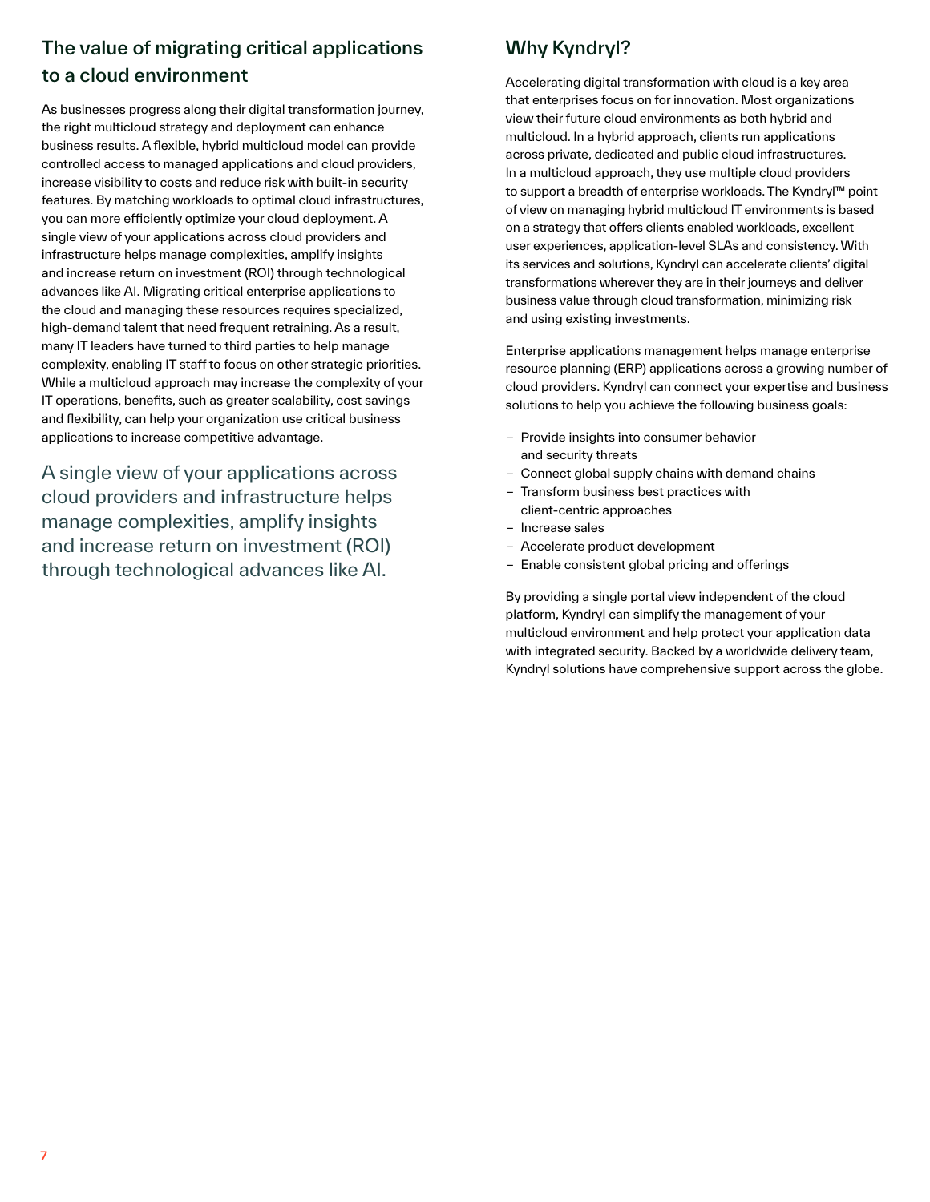## The value of migrating critical applications to a cloud environment

As businesses progress along their digital transformation journey, the right multicloud strategy and deployment can enhance business results. A flexible, hybrid multicloud model can provide controlled access to managed applications and cloud providers, increase visibility to costs and reduce risk with built-in security features. By matching workloads to optimal cloud infrastructures, you can more efficiently optimize your cloud deployment. A single view of your applications across cloud providers and infrastructure helps manage complexities, amplify insights and increase return on investment (ROI) through technological advances like AI. Migrating critical enterprise applications to the cloud and managing these resources requires specialized, high-demand talent that need frequent retraining. As a result, many IT leaders have turned to third parties to help manage complexity, enabling IT staff to focus on other strategic priorities. While a multicloud approach may increase the complexity of your IT operations, benefits, such as greater scalability, cost savings and flexibility, can help your organization use critical business applications to increase competitive advantage.

> A single view of your applications across cloud providers and infrastructure helps manage complexities, amplify insights and increase return on investment (ROI) through technological advances like AI.

## Why Kyndryl?

Accelerating digital transformation with cloud is a key area that enterprises focus on for innovation. Most organizations view their future cloud environments as both hybrid and multicloud. In a hybrid approach, clients run applications across private, dedicated and public cloud infrastructures. In a multicloud approach, they use multiple cloud providers to support a breadth of enterprise workloads. The Kyndryl™ point of view on managing hybrid multicloud IT environments is based on a strategy that offers clients enabled workloads, excellent user experiences, application-level SLAs and consistency. With its services and solutions, Kyndryl can accelerate clients' digital transformations wherever they are in their journeys and deliver business value through cloud transformation, minimizing risk and using existing investments.

Enterprise applications management helps manage enterprise resource planning (ERP) applications across a growing number of cloud providers. Kyndryl can connect your expertise and business solutions to help you achieve the following business goals:

- Provide insights into consumer behavior and security threats
- Connect global supply chains with demand chains
- Transform business best practices with client-centric approaches
- Increase sales
- Accelerate product development
- Enable consistent global pricing and offerings

By providing a single portal view independent of the cloud platform, Kyndryl can simplify the management of your multicloud environment and help protect your application data with integrated security. Backed by a worldwide delivery team, Kyndryl solutions have comprehensive support across the globe.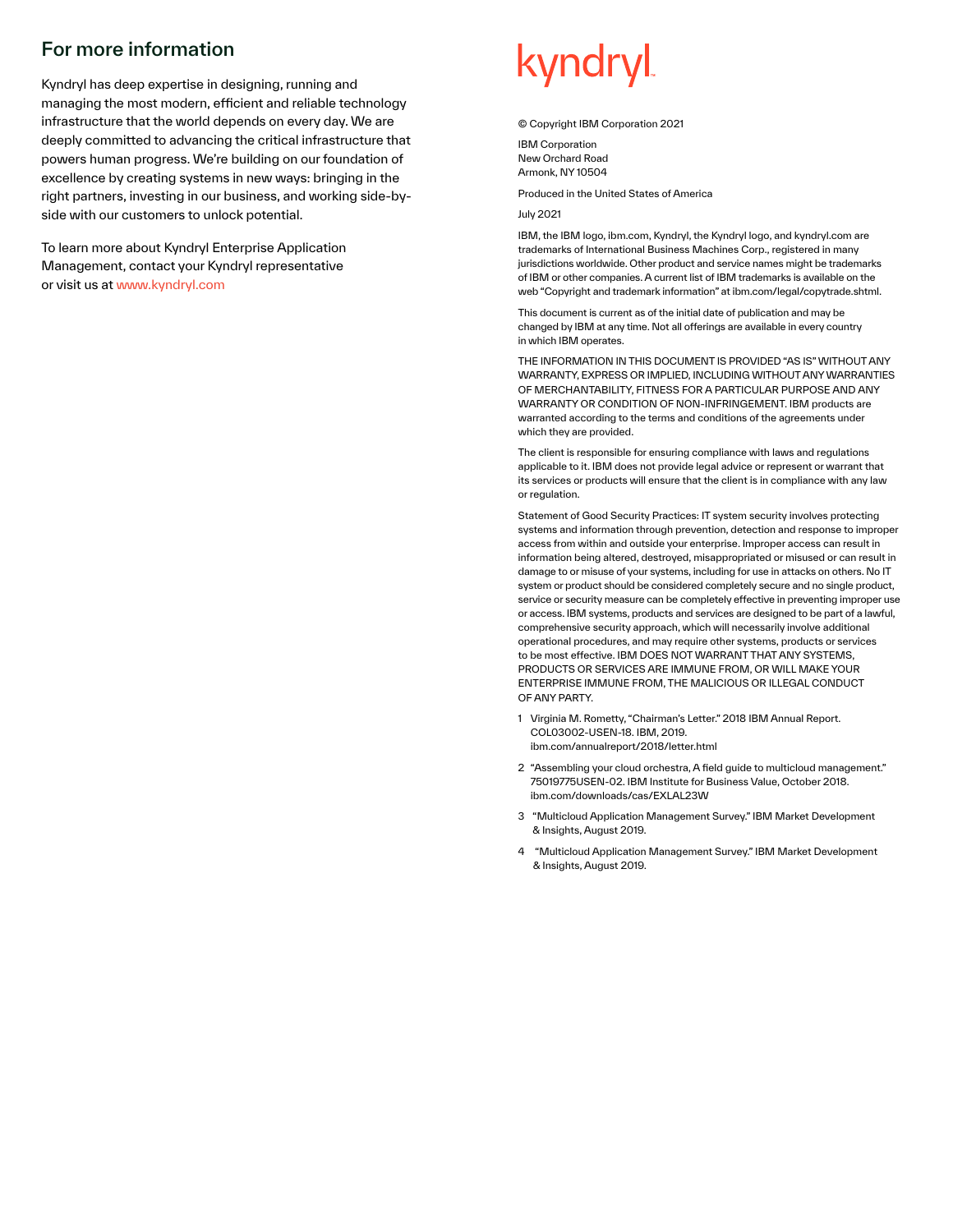## For more information

Kyndryl has deep expertise in designing, running and managing the most modern, efficient and reliable technology infrastructure that the world depends on every day. We are deeply committed to advancing the critical infrastructure that powers human progress. We're building on our foundation of excellence by creating systems in new ways: bringing in the right partners, investing in our business, and working side-by-side with our customers to unlock potential.

To learn more about Kyndryl Enterprise Application Management, contact your Kyndryl representative or visit us at www.kyndryl.com

kyndryl

© Copyright IBM Corporation 2021

IBM Corporation
New Orchard Road
Armonk, NY 10504

Produced in the United States of America

July 2021

IBM, the IBM logo, ibm.com, Kyndryl, the Kyndryl logo, and kyndryl.com are trademarks of International Business Machines Corp., registered in many jurisdictions worldwide. Other product and service names might be trademarks of IBM or other companies. A current list of IBM trademarks is available on the web "Copyright and trademark information" at ibm.com/legal/copytrade.shtml.

This document is current as of the initial date of publication and may be changed by IBM at any time. Not all offerings are available in every country in which IBM operates.

THE INFORMATION IN THIS DOCUMENT IS PROVIDED "AS IS" WITHOUT ANY WARRANTY, EXPRESS OR IMPLIED, INCLUDING WITHOUT ANY WARRANTIES OF MERCHANTABILITY, FITNESS FOR A PARTICULAR PURPOSE AND ANY WARRANTY OR CONDITION OF NON-INFRINGEMENT. IBM products are warranted according to the terms and conditions of the agreements under which they are provided.

The client is responsible for ensuring compliance with laws and regulations applicable to it. IBM does not provide legal advice or represent or warrant that its services or products will ensure that the client is in compliance with any law or regulation.

Statement of Good Security Practices: IT system security involves protecting systems and information through prevention, detection and response to improper access from within and outside your enterprise. Improper access can result in information being altered, destroyed, misappropriated or misused or can result in damage to or misuse of your systems, including for use in attacks on others. No IT system or product should be considered completely secure and no single product, service or security measure can be completely effective in preventing improper use or access. IBM systems, products and services are designed to be part of a lawful, comprehensive security approach, which will necessarily involve additional operational procedures, and may require other systems, products or services to be most effective. IBM DOES NOT WARRANT THAT ANY SYSTEMS, PRODUCTS OR SERVICES ARE IMMUNE FROM, OR WILL MAKE YOUR ENTERPRISE IMMUNE FROM, THE MALICIOUS OR ILLEGAL CONDUCT OF ANY PARTY.

1 Virginia M. Rometty, "Chairman's Letter." 2018 IBM Annual Report. COL03002-USEN-18. IBM, 2019. ibm.com/annualreport/2018/letter.html

2 "Assembling your cloud orchestra, A field guide to multicloud management." 75019775USEN-02. IBM Institute for Business Value, October 2018. ibm.com/downloads/cas/EXLAL23W

3 "Multicloud Application Management Survey." IBM Market Development & Insights, August 2019.

4 "Multicloud Application Management Survey." IBM Market Development & Insights, August 2019.